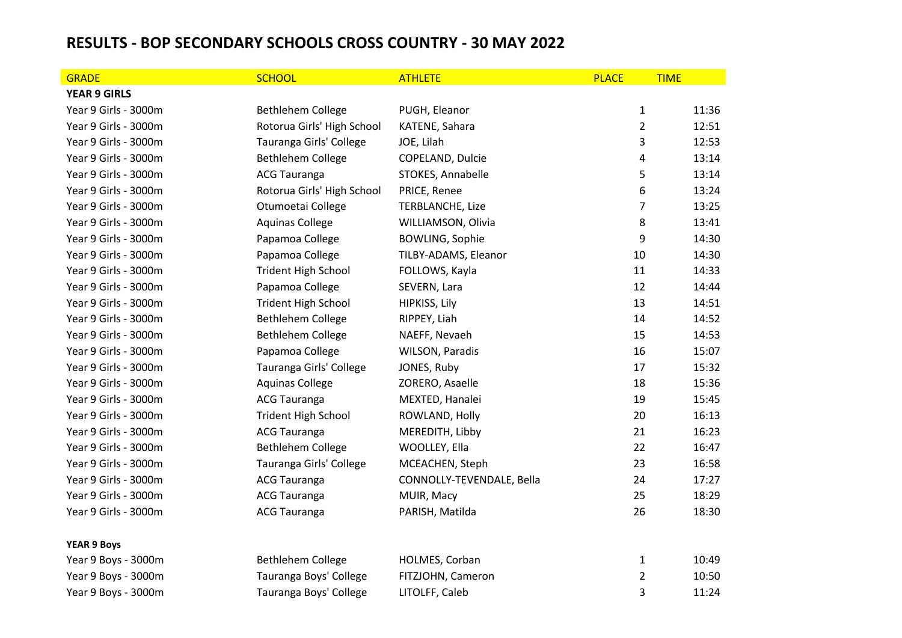# RESULTS - BOP SECONDARY SCHOOLS CROSS COUNTRY - 30 MAY 2022

| GRADE | SCHOOL | ATHLETE | PLACE | TIME |
|---|---|---|---|---|
| **YEAR 9 GIRLS** | | | | |
| Year 9 Girls - 3000m | Bethlehem College | PUGH, Eleanor | 1 | 11:36 |
| Year 9 Girls - 3000m | Rotorua Girls' High School | KATENE, Sahara | 2 | 12:51 |
| Year 9 Girls - 3000m | Tauranga Girls' College | JOE, Lilah | 3 | 12:53 |
| Year 9 Girls - 3000m | Bethlehem College | COPELAND, Dulcie | 4 | 13:14 |
| Year 9 Girls - 3000m | ACG Tauranga | STOKES, Annabelle | 5 | 13:14 |
| Year 9 Girls - 3000m | Rotorua Girls' High School | PRICE, Renee | 6 | 13:24 |
| Year 9 Girls - 3000m | Otumoetai College | TERBLANCHE, Lize | 7 | 13:25 |
| Year 9 Girls - 3000m | Aquinas College | WILLIAMSON, Olivia | 8 | 13:41 |
| Year 9 Girls - 3000m | Papamoa College | BOWLING, Sophie | 9 | 14:30 |
| Year 9 Girls - 3000m | Papamoa College | TILBY-ADAMS, Eleanor | 10 | 14:30 |
| Year 9 Girls - 3000m | Trident High School | FOLLOWS, Kayla | 11 | 14:33 |
| Year 9 Girls - 3000m | Papamoa College | SEVERN, Lara | 12 | 14:44 |
| Year 9 Girls - 3000m | Trident High School | HIPKISS, Lily | 13 | 14:51 |
| Year 9 Girls - 3000m | Bethlehem College | RIPPEY, Liah | 14 | 14:52 |
| Year 9 Girls - 3000m | Bethlehem College | NAEFF, Nevaeh | 15 | 14:53 |
| Year 9 Girls - 3000m | Papamoa College | WILSON, Paradis | 16 | 15:07 |
| Year 9 Girls - 3000m | Tauranga Girls' College | JONES, Ruby | 17 | 15:32 |
| Year 9 Girls - 3000m | Aquinas College | ZORERO, Asaelle | 18 | 15:36 |
| Year 9 Girls - 3000m | ACG Tauranga | MEXTED, Hanalei | 19 | 15:45 |
| Year 9 Girls - 3000m | Trident High School | ROWLAND, Holly | 20 | 16:13 |
| Year 9 Girls - 3000m | ACG Tauranga | MEREDITH, Libby | 21 | 16:23 |
| Year 9 Girls - 3000m | Bethlehem College | WOOLLEY, Ella | 22 | 16:47 |
| Year 9 Girls - 3000m | Tauranga Girls' College | MCEACHEN, Steph | 23 | 16:58 |
| Year 9 Girls - 3000m | ACG Tauranga | CONNOLLY-TEVENDALE, Bella | 24 | 17:27 |
| Year 9 Girls - 3000m | ACG Tauranga | MUIR, Macy | 25 | 18:29 |
| Year 9 Girls - 3000m | ACG Tauranga | PARISH, Matilda | 26 | 18:30 |
| | | | | |
| **YEAR 9 Boys** | | | | |
| Year 9 Boys - 3000m | Bethlehem College | HOLMES, Corban | 1 | 10:49 |
| Year 9 Boys - 3000m | Tauranga Boys' College | FITZJOHN, Cameron | 2 | 10:50 |
| Year 9 Boys - 3000m | Tauranga Boys' College | LITOLFF, Caleb | 3 | 11:24 |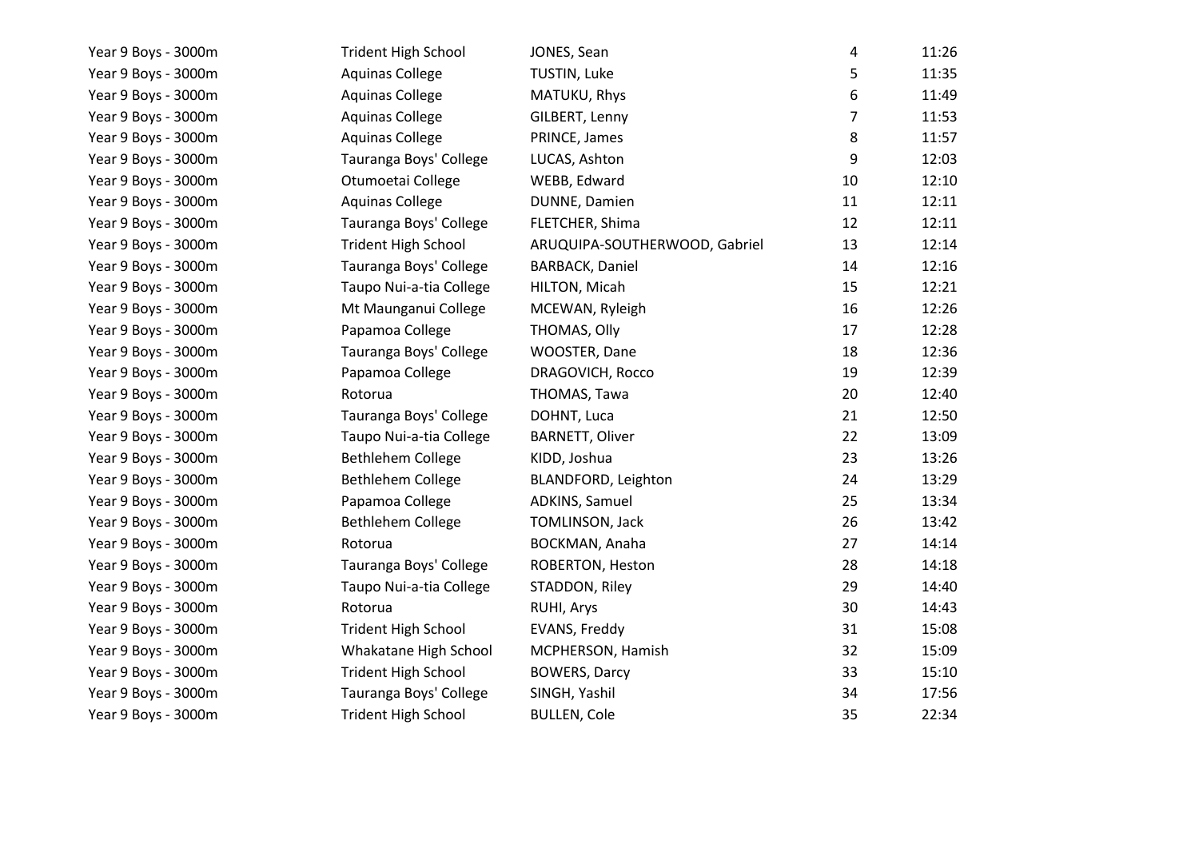| | | | | |
|---|---|---|---|---|
| Year 9 Boys - 3000m | Trident High School | JONES, Sean | 4 | 11:26 |
| Year 9 Boys - 3000m | Aquinas College | TUSTIN, Luke | 5 | 11:35 |
| Year 9 Boys - 3000m | Aquinas College | MATUKU, Rhys | 6 | 11:49 |
| Year 9 Boys - 3000m | Aquinas College | GILBERT, Lenny | 7 | 11:53 |
| Year 9 Boys - 3000m | Aquinas College | PRINCE, James | 8 | 11:57 |
| Year 9 Boys - 3000m | Tauranga Boys' College | LUCAS, Ashton | 9 | 12:03 |
| Year 9 Boys - 3000m | Otumoetai College | WEBB, Edward | 10 | 12:10 |
| Year 9 Boys - 3000m | Aquinas College | DUNNE, Damien | 11 | 12:11 |
| Year 9 Boys - 3000m | Tauranga Boys' College | FLETCHER, Shima | 12 | 12:11 |
| Year 9 Boys - 3000m | Trident High School | ARUQUIPA-SOUTHERWOOD, Gabriel | 13 | 12:14 |
| Year 9 Boys - 3000m | Tauranga Boys' College | BARBACK, Daniel | 14 | 12:16 |
| Year 9 Boys - 3000m | Taupo Nui-a-tia College | HILTON, Micah | 15 | 12:21 |
| Year 9 Boys - 3000m | Mt Maunganui College | MCEWAN, Ryleigh | 16 | 12:26 |
| Year 9 Boys - 3000m | Papamoa College | THOMAS, Olly | 17 | 12:28 |
| Year 9 Boys - 3000m | Tauranga Boys' College | WOOSTER, Dane | 18 | 12:36 |
| Year 9 Boys - 3000m | Papamoa College | DRAGOVICH, Rocco | 19 | 12:39 |
| Year 9 Boys - 3000m | Rotorua | THOMAS, Tawa | 20 | 12:40 |
| Year 9 Boys - 3000m | Tauranga Boys' College | DOHNT, Luca | 21 | 12:50 |
| Year 9 Boys - 3000m | Taupo Nui-a-tia College | BARNETT, Oliver | 22 | 13:09 |
| Year 9 Boys - 3000m | Bethlehem College | KIDD, Joshua | 23 | 13:26 |
| Year 9 Boys - 3000m | Bethlehem College | BLANDFORD, Leighton | 24 | 13:29 |
| Year 9 Boys - 3000m | Papamoa College | ADKINS, Samuel | 25 | 13:34 |
| Year 9 Boys - 3000m | Bethlehem College | TOMLINSON, Jack | 26 | 13:42 |
| Year 9 Boys - 3000m | Rotorua | BOCKMAN, Anaha | 27 | 14:14 |
| Year 9 Boys - 3000m | Tauranga Boys' College | ROBERTON, Heston | 28 | 14:18 |
| Year 9 Boys - 3000m | Taupo Nui-a-tia College | STADDON, Riley | 29 | 14:40 |
| Year 9 Boys - 3000m | Rotorua | RUHI, Arys | 30 | 14:43 |
| Year 9 Boys - 3000m | Trident High School | EVANS, Freddy | 31 | 15:08 |
| Year 9 Boys - 3000m | Whakatane High School | MCPHERSON, Hamish | 32 | 15:09 |
| Year 9 Boys - 3000m | Trident High School | BOWERS, Darcy | 33 | 15:10 |
| Year 9 Boys - 3000m | Tauranga Boys' College | SINGH, Yashil | 34 | 17:56 |
| Year 9 Boys - 3000m | Trident High School | BULLEN, Cole | 35 | 22:34 |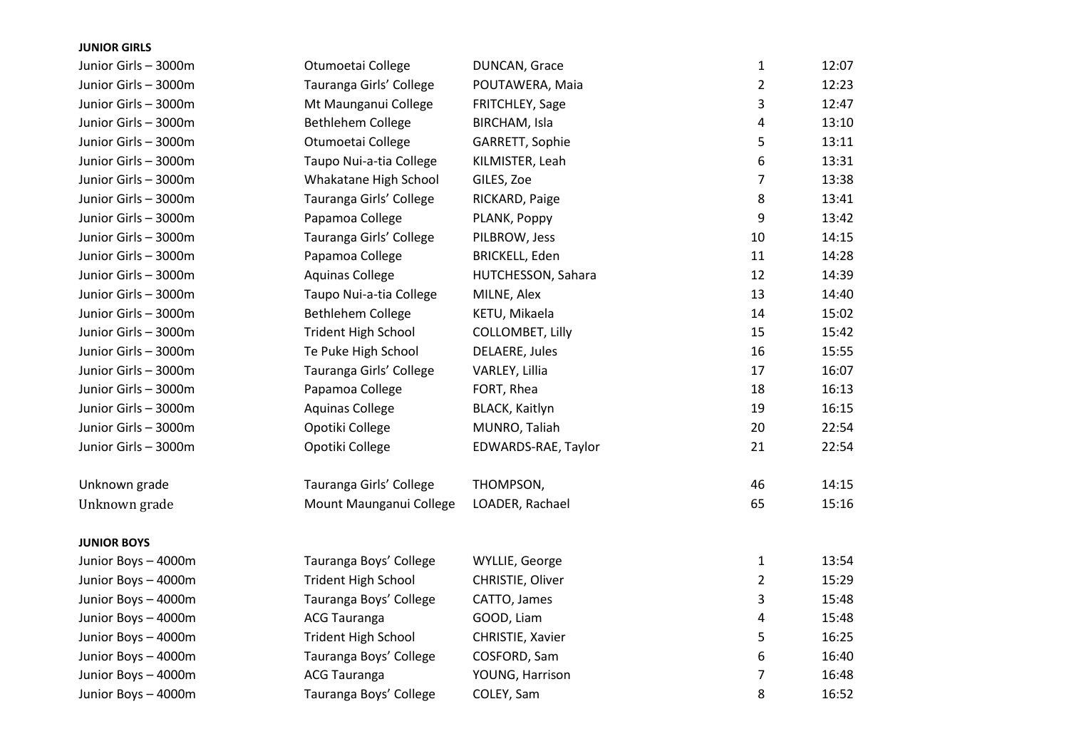**JUNIOR GIRLS**

| | | | | |
|---|---|---|---|---|
| Junior Girls – 3000m | Otumoetai College | DUNCAN, Grace | 1 | 12:07 |
| Junior Girls – 3000m | Tauranga Girls' College | POUTAWERA, Maia | 2 | 12:23 |
| Junior Girls – 3000m | Mt Maunganui College | FRITCHLEY, Sage | 3 | 12:47 |
| Junior Girls – 3000m | Bethlehem College | BIRCHAM, Isla | 4 | 13:10 |
| Junior Girls – 3000m | Otumoetai College | GARRETT, Sophie | 5 | 13:11 |
| Junior Girls – 3000m | Taupo Nui-a-tia College | KILMISTER, Leah | 6 | 13:31 |
| Junior Girls – 3000m | Whakatane High School | GILES, Zoe | 7 | 13:38 |
| Junior Girls – 3000m | Tauranga Girls' College | RICKARD, Paige | 8 | 13:41 |
| Junior Girls – 3000m | Papamoa College | PLANK, Poppy | 9 | 13:42 |
| Junior Girls – 3000m | Tauranga Girls' College | PILBROW, Jess | 10 | 14:15 |
| Junior Girls – 3000m | Papamoa College | BRICKELL, Eden | 11 | 14:28 |
| Junior Girls – 3000m | Aquinas College | HUTCHESSON, Sahara | 12 | 14:39 |
| Junior Girls – 3000m | Taupo Nui-a-tia College | MILNE, Alex | 13 | 14:40 |
| Junior Girls – 3000m | Bethlehem College | KETU, Mikaela | 14 | 15:02 |
| Junior Girls – 3000m | Trident High School | COLLOMBET, Lilly | 15 | 15:42 |
| Junior Girls – 3000m | Te Puke High School | DELAERE, Jules | 16 | 15:55 |
| Junior Girls – 3000m | Tauranga Girls' College | VARLEY, Lillia | 17 | 16:07 |
| Junior Girls – 3000m | Papamoa College | FORT, Rhea | 18 | 16:13 |
| Junior Girls – 3000m | Aquinas College | BLACK, Kaitlyn | 19 | 16:15 |
| Junior Girls – 3000m | Opotiki College | MUNRO, Taliah | 20 | 22:54 |
| Junior Girls – 3000m | Opotiki College | EDWARDS-RAE, Taylor | 21 | 22:54 |
| | | | | |
| Unknown grade | Tauranga Girls' College | THOMPSON, | 46 | 14:15 |
| Unknown grade | Mount Maunganui College | LOADER, Rachael | 65 | 15:16 |

**JUNIOR BOYS**

| | | | | |
|---|---|---|---|---|
| Junior Boys – 4000m | Tauranga Boys' College | WYLLIE, George | 1 | 13:54 |
| Junior Boys – 4000m | Trident High School | CHRISTIE, Oliver | 2 | 15:29 |
| Junior Boys – 4000m | Tauranga Boys' College | CATTO, James | 3 | 15:48 |
| Junior Boys – 4000m | ACG Tauranga | GOOD, Liam | 4 | 15:48 |
| Junior Boys – 4000m | Trident High School | CHRISTIE, Xavier | 5 | 16:25 |
| Junior Boys – 4000m | Tauranga Boys' College | COSFORD, Sam | 6 | 16:40 |
| Junior Boys – 4000m | ACG Tauranga | YOUNG, Harrison | 7 | 16:48 |
| Junior Boys – 4000m | Tauranga Boys' College | COLEY, Sam | 8 | 16:52 |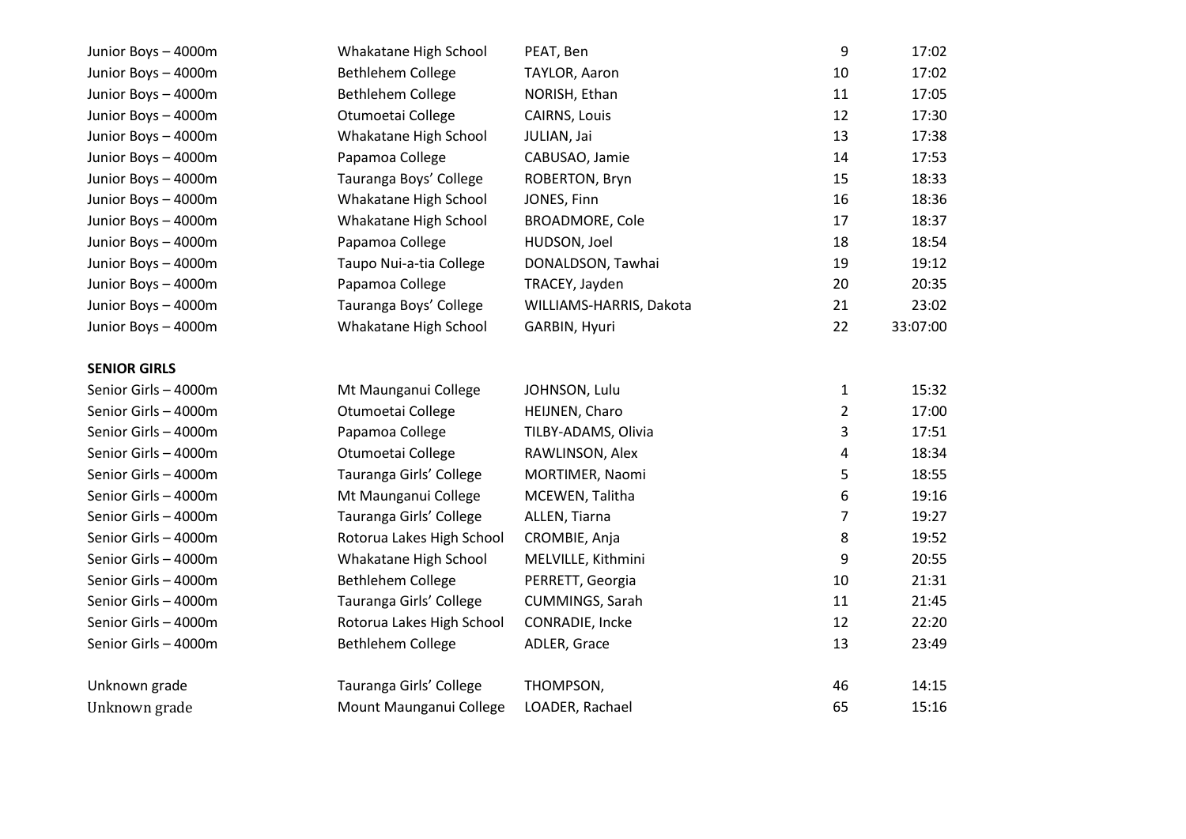| | | | | |
|---|---|---|---|---|
| Junior Boys – 4000m | Whakatane High School | PEAT, Ben | 9 | 17:02 |
| Junior Boys – 4000m | Bethlehem College | TAYLOR, Aaron | 10 | 17:02 |
| Junior Boys – 4000m | Bethlehem College | NORISH, Ethan | 11 | 17:05 |
| Junior Boys – 4000m | Otumoetai College | CAIRNS, Louis | 12 | 17:30 |
| Junior Boys – 4000m | Whakatane High School | JULIAN, Jai | 13 | 17:38 |
| Junior Boys – 4000m | Papamoa College | CABUSAO, Jamie | 14 | 17:53 |
| Junior Boys – 4000m | Tauranga Boys' College | ROBERTON, Bryn | 15 | 18:33 |
| Junior Boys – 4000m | Whakatane High School | JONES, Finn | 16 | 18:36 |
| Junior Boys – 4000m | Whakatane High School | BROADMORE, Cole | 17 | 18:37 |
| Junior Boys – 4000m | Papamoa College | HUDSON, Joel | 18 | 18:54 |
| Junior Boys – 4000m | Taupo Nui-a-tia College | DONALDSON, Tawhai | 19 | 19:12 |
| Junior Boys – 4000m | Papamoa College | TRACEY, Jayden | 20 | 20:35 |
| Junior Boys – 4000m | Tauranga Boys' College | WILLIAMS-HARRIS, Dakota | 21 | 23:02 |
| Junior Boys – 4000m | Whakatane High School | GARBIN, Hyuri | 22 | 33:07:00 |

**SENIOR GIRLS**

| | | | | |
|---|---|---|---|---|
| Senior Girls – 4000m | Mt Maunganui College | JOHNSON, Lulu | 1 | 15:32 |
| Senior Girls – 4000m | Otumoetai College | HEIJNEN, Charo | 2 | 17:00 |
| Senior Girls – 4000m | Papamoa College | TILBY-ADAMS, Olivia | 3 | 17:51 |
| Senior Girls – 4000m | Otumoetai College | RAWLINSON, Alex | 4 | 18:34 |
| Senior Girls – 4000m | Tauranga Girls' College | MORTIMER, Naomi | 5 | 18:55 |
| Senior Girls – 4000m | Mt Maunganui College | MCEWEN, Talitha | 6 | 19:16 |
| Senior Girls – 4000m | Tauranga Girls' College | ALLEN, Tiarna | 7 | 19:27 |
| Senior Girls – 4000m | Rotorua Lakes High School | CROMBIE, Anja | 8 | 19:52 |
| Senior Girls – 4000m | Whakatane High School | MELVILLE, Kithmini | 9 | 20:55 |
| Senior Girls – 4000m | Bethlehem College | PERRETT, Georgia | 10 | 21:31 |
| Senior Girls – 4000m | Tauranga Girls' College | CUMMINGS, Sarah | 11 | 21:45 |
| Senior Girls – 4000m | Rotorua Lakes High School | CONRADIE, Incke | 12 | 22:20 |
| Senior Girls – 4000m | Bethlehem College | ADLER, Grace | 13 | 23:49 |

| | | | | |
|---|---|---|---|---|
| Unknown grade | Tauranga Girls' College | THOMPSON, | 46 | 14:15 |
| Unknown grade | Mount Maunganui College | LOADER, Rachael | 65 | 15:16 |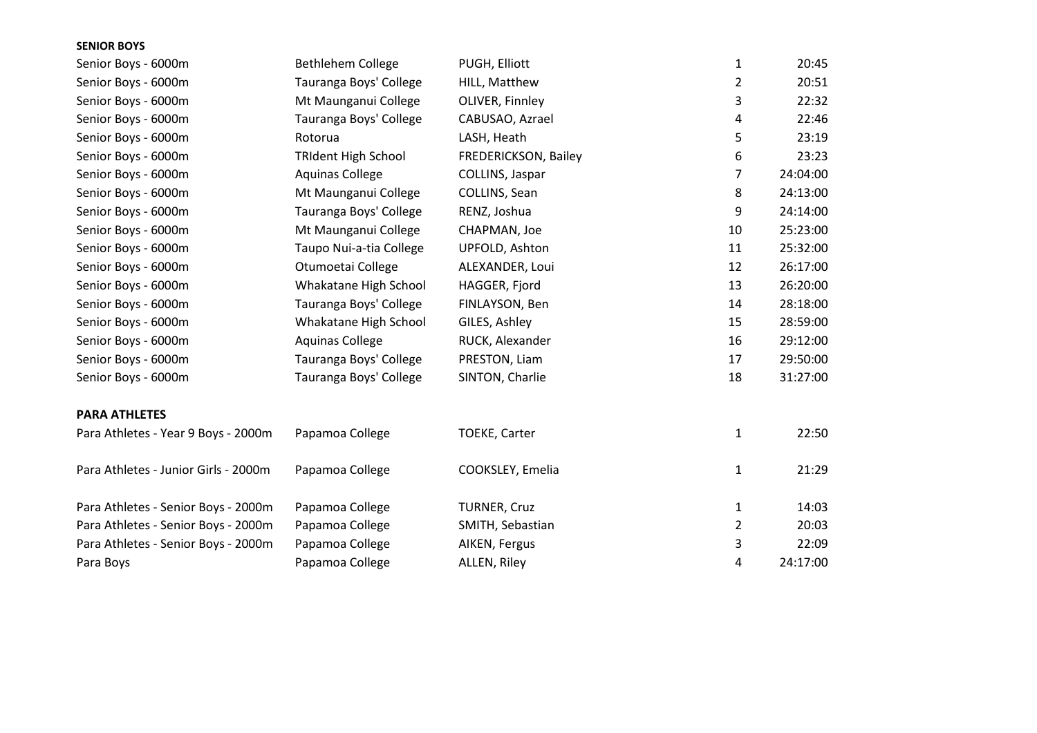**SENIOR BOYS**

| | | | | |
|---|---|---|---|---|
| Senior Boys - 6000m | Bethlehem College | PUGH, Elliott | 1 | 20:45 |
| Senior Boys - 6000m | Tauranga Boys' College | HILL, Matthew | 2 | 20:51 |
| Senior Boys - 6000m | Mt Maunganui College | OLIVER, Finnley | 3 | 22:32 |
| Senior Boys - 6000m | Tauranga Boys' College | CABUSAO, Azrael | 4 | 22:46 |
| Senior Boys - 6000m | Rotorua | LASH, Heath | 5 | 23:19 |
| Senior Boys - 6000m | TRIdent High School | FREDERICKSON, Bailey | 6 | 23:23 |
| Senior Boys - 6000m | Aquinas College | COLLINS, Jaspar | 7 | 24:04:00 |
| Senior Boys - 6000m | Mt Maunganui College | COLLINS, Sean | 8 | 24:13:00 |
| Senior Boys - 6000m | Tauranga Boys' College | RENZ, Joshua | 9 | 24:14:00 |
| Senior Boys - 6000m | Mt Maunganui College | CHAPMAN, Joe | 10 | 25:23:00 |
| Senior Boys - 6000m | Taupo Nui-a-tia College | UPFOLD, Ashton | 11 | 25:32:00 |
| Senior Boys - 6000m | Otumoetai College | ALEXANDER, Loui | 12 | 26:17:00 |
| Senior Boys - 6000m | Whakatane High School | HAGGER, Fjord | 13 | 26:20:00 |
| Senior Boys - 6000m | Tauranga Boys' College | FINLAYSON, Ben | 14 | 28:18:00 |
| Senior Boys - 6000m | Whakatane High School | GILES, Ashley | 15 | 28:59:00 |
| Senior Boys - 6000m | Aquinas College | RUCK, Alexander | 16 | 29:12:00 |
| Senior Boys - 6000m | Tauranga Boys' College | PRESTON, Liam | 17 | 29:50:00 |
| Senior Boys - 6000m | Tauranga Boys' College | SINTON, Charlie | 18 | 31:27:00 |

**PARA ATHLETES**

| | | | | |
|---|---|---|---|---|
| Para Athletes - Year 9 Boys - 2000m | Papamoa College | TOEKE, Carter | 1 | 22:50 |
| Para Athletes - Junior Girls - 2000m | Papamoa College | COOKSLEY, Emelia | 1 | 21:29 |
| Para Athletes - Senior Boys - 2000m | Papamoa College | TURNER, Cruz | 1 | 14:03 |
| Para Athletes - Senior Boys - 2000m | Papamoa College | SMITH, Sebastian | 2 | 20:03 |
| Para Athletes - Senior Boys - 2000m | Papamoa College | AIKEN, Fergus | 3 | 22:09 |
| Para Boys | Papamoa College | ALLEN, Riley | 4 | 24:17:00 |